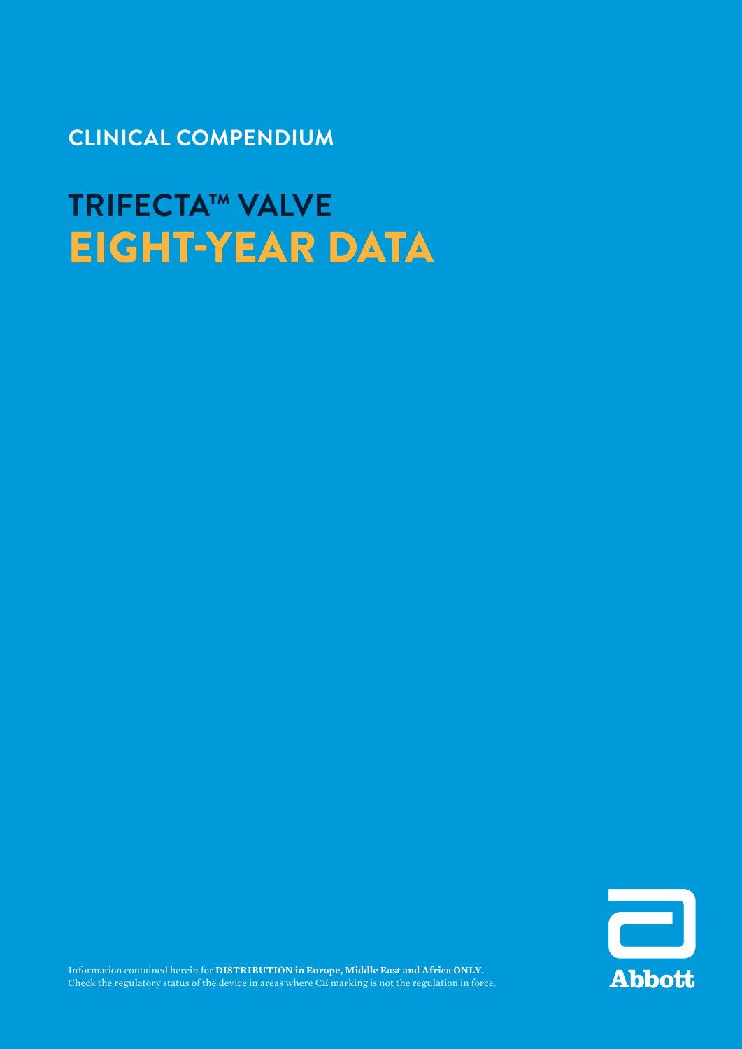CLINICAL COMPENDIUM

# TRIFECTA™ VALVE
# EIGHT-YEAR DATA

Information contained herein for **DISTRIBUTION in Europe, Middle East and Africa ONLY.**
Check the regulatory status of the device in areas where CE marking is not the regulation in force.

Abbott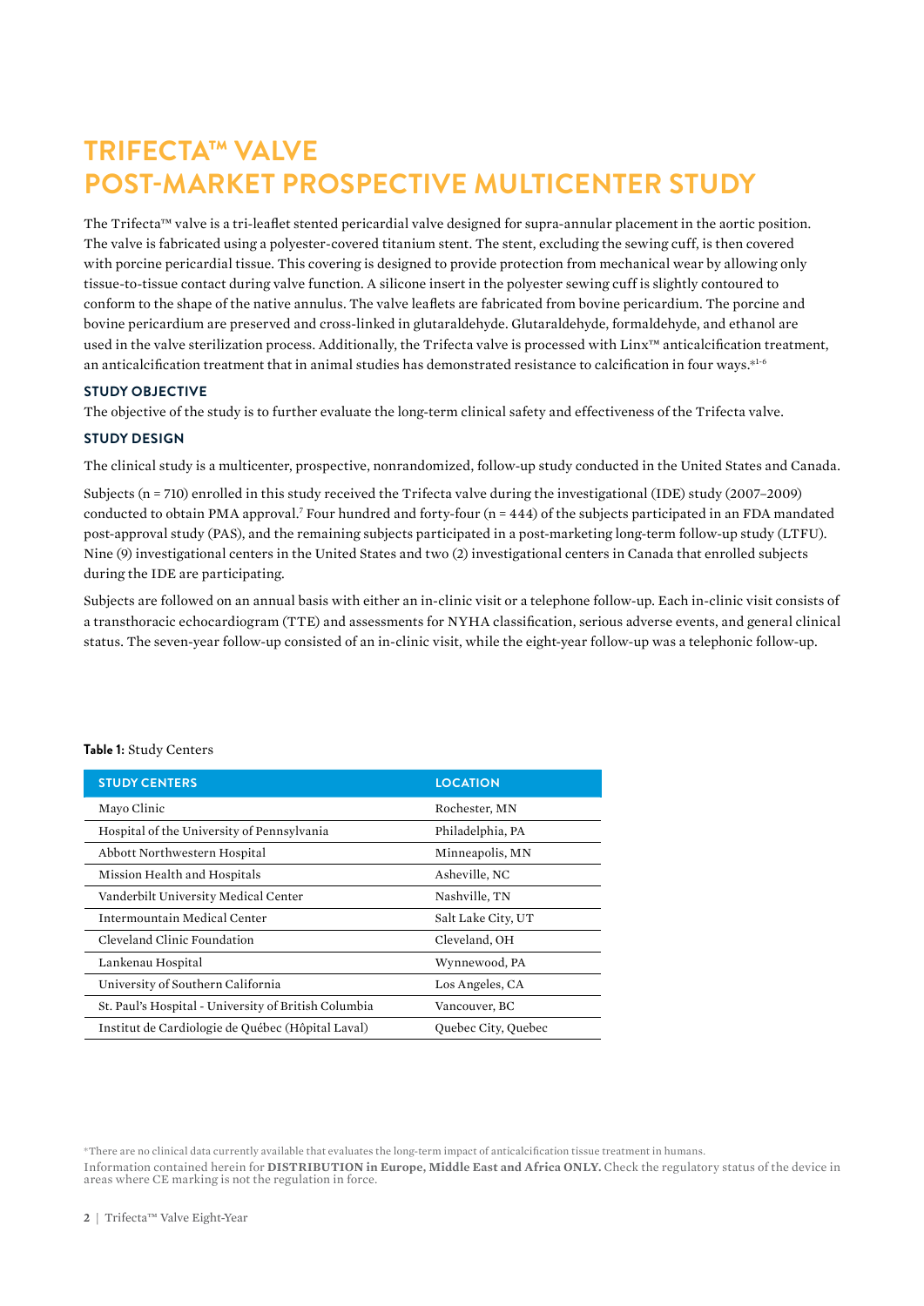# TRIFECTA™ VALVE POST-MARKET PROSPECTIVE MULTICENTER STUDY

The Trifecta™ valve is a tri-leaflet stented pericardial valve designed for supra-annular placement in the aortic position. The valve is fabricated using a polyester-covered titanium stent. The stent, excluding the sewing cuff, is then covered with porcine pericardial tissue. This covering is designed to provide protection from mechanical wear by allowing only tissue-to-tissue contact during valve function. A silicone insert in the polyester sewing cuff is slightly contoured to conform to the shape of the native annulus. The valve leaflets are fabricated from bovine pericardium. The porcine and bovine pericardium are preserved and cross-linked in glutaraldehyde. Glutaraldehyde, formaldehyde, and ethanol are used in the valve sterilization process. Additionally, the Trifecta valve is processed with Linx™ anticalcification treatment, an anticalcification treatment that in animal studies has demonstrated resistance to calcification in four ways.*[1-6]

### STUDY OBJECTIVE

The objective of the study is to further evaluate the long-term clinical safety and effectiveness of the Trifecta valve.

### STUDY DESIGN

The clinical study is a multicenter, prospective, nonrandomized, follow-up study conducted in the United States and Canada.

Subjects (n = 710) enrolled in this study received the Trifecta valve during the investigational (IDE) study (2007–2009) conducted to obtain PMA approval.[7] Four hundred and forty-four (n = 444) of the subjects participated in an FDA mandated post-approval study (PAS), and the remaining subjects participated in a post-marketing long-term follow-up study (LTFU). Nine (9) investigational centers in the United States and two (2) investigational centers in Canada that enrolled subjects during the IDE are participating.

Subjects are followed on an annual basis with either an in-clinic visit or a telephone follow-up. Each in-clinic visit consists of a transthoracic echocardiogram (TTE) and assessments for NYHA classification, serious adverse events, and general clinical status. The seven-year follow-up consisted of an in-clinic visit, while the eight-year follow-up was a telephonic follow-up.

**Table 1:** Study Centers

| STUDY CENTERS | LOCATION |
|---|---|
| Mayo Clinic | Rochester, MN |
| Hospital of the University of Pennsylvania | Philadelphia, PA |
| Abbott Northwestern Hospital | Minneapolis, MN |
| Mission Health and Hospitals | Asheville, NC |
| Vanderbilt University Medical Center | Nashville, TN |
| Intermountain Medical Center | Salt Lake City, UT |
| Cleveland Clinic Foundation | Cleveland, OH |
| Lankenau Hospital | Wynnewood, PA |
| University of Southern California | Los Angeles, CA |
| St. Paul's Hospital - University of British Columbia | Vancouver, BC |
| Institut de Cardiologie de Québec (Hôpital Laval) | Quebec City, Quebec |

*There are no clinical data currently available that evaluates the long-term impact of anticalcification tissue treatment in humans.

Information contained herein for **DISTRIBUTION in Europe, Middle East and Africa ONLY.** Check the regulatory status of the device in areas where CE marking is not the regulation in force.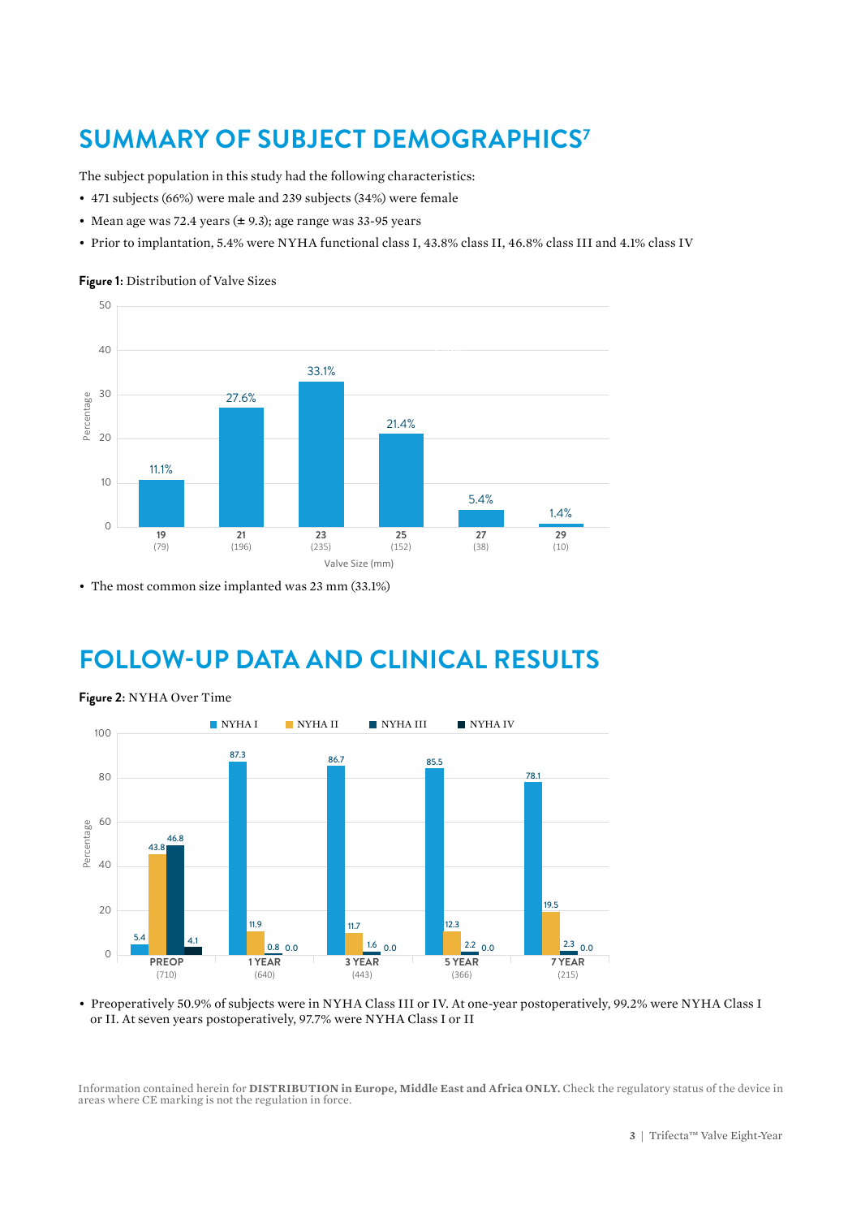# SUMMARY OF SUBJECT DEMOGRAPHICS[7]

The subject population in this study had the following characteristics:

- 471 subjects (66%) were male and 239 subjects (34%) were female
- Mean age was 72.4 years (± 9.3); age range was 33-95 years
- Prior to implantation, 5.4% were NYHA functional class I, 43.8% class II, 46.8% class III and 4.1% class IV

**Figure 1:** Distribution of Valve Sizes

| Valve Size (mm) | 19 | 21 | 23 | 25 | 27 | 29 |
|---|---|---|---|---|---|---|
| (n) | (79) | (196) | (235) | (152) | (38) | (10) |
| Percentage | 11.1% | 27.6% | 33.1% | 21.4% | 5.4% | 1.4% |

- The most common size implanted was 23 mm (33.1%)

# FOLLOW-UP DATA AND CLINICAL RESULTS

**Figure 2:** NYHA Over Time

| | PREOP (710) | 1 YEAR (640) | 3 YEAR (443) | 5 YEAR (366) | 7 YEAR (215) |
|---|---|---|---|---|---|
| NYHA I | 5.4 | 87.3 | 86.7 | 85.5 | 78.1 |
| NYHA II | 43.8 | 11.9 | 11.7 | 12.3 | 19.5 |
| NYHA III | 46.8 | 0.8 | 1.6 | 2.2 | 2.3 |
| NYHA IV | 4.1 | 0.0 | 0.0 | 0.0 | 0.0 |

- Preoperatively 50.9% of subjects were in NYHA Class III or IV. At one-year postoperatively, 99.2% were NYHA Class I or II. At seven years postoperatively, 97.7% were NYHA Class I or II

Information contained herein for **DISTRIBUTION in Europe, Middle East and Africa ONLY.** Check the regulatory status of the device in areas where CE marking is not the regulation in force.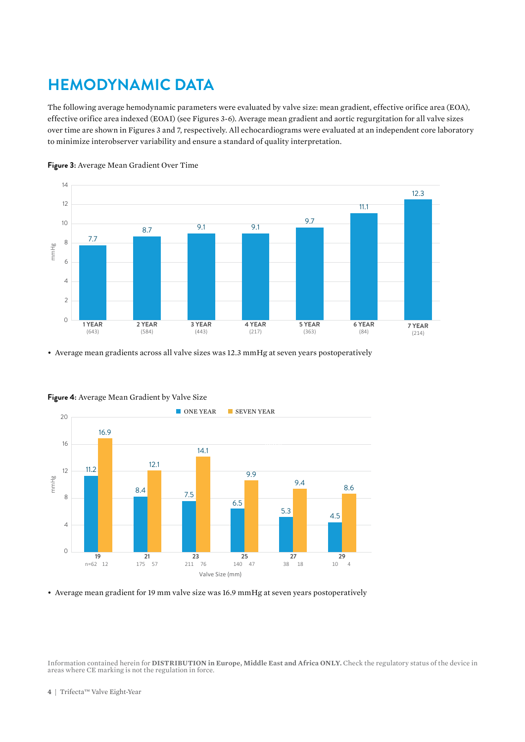# HEMODYNAMIC DATA

The following average hemodynamic parameters were evaluated by valve size: mean gradient, effective orifice area (EOA), effective orifice area indexed (EOAI) (see Figures 3-6). Average mean gradient and aortic regurgitation for all valve sizes over time are shown in Figures 3 and 7, respectively. All echocardiograms were evaluated at an independent core laboratory to minimize interobserver variability and ensure a standard of quality interpretation.

**Figure 3:** Average Mean Gradient Over Time

| | 1 YEAR (643) | 2 YEAR (584) | 3 YEAR (443) | 4 YEAR (217) | 5 YEAR (363) | 6 YEAR (84) | 7 YEAR (214) |
|---|---|---|---|---|---|---|---|
| mmHg | 7.7 | 8.7 | 9.1 | 9.1 | 9.7 | 11.1 | 12.3 |

- Average mean gradients across all valve sizes was 12.3 mmHg at seven years postoperatively

**Figure 4:** Average Mean Gradient by Valve Size

| Valve Size (mm) | ONE YEAR (mmHg) | n | SEVEN YEAR (mmHg) | n |
|---|---|---|---|---|
| 19 | 11.2 | 62 | 16.9 | 12 |
| 21 | 8.4 | 175 | 12.1 | 57 |
| 23 | 7.5 | 211 | 14.1 | 76 |
| 25 | 6.5 | 140 | 9.9 | 47 |
| 27 | 5.3 | 38 | 9.4 | 18 |
| 29 | 4.5 | 10 | 8.6 | 4 |

- Average mean gradient for 19 mm valve size was 16.9 mmHg at seven years postoperatively

Information contained herein for **DISTRIBUTION in Europe, Middle East and Africa ONLY.** Check the regulatory status of the device in areas where CE marking is not the regulation in force.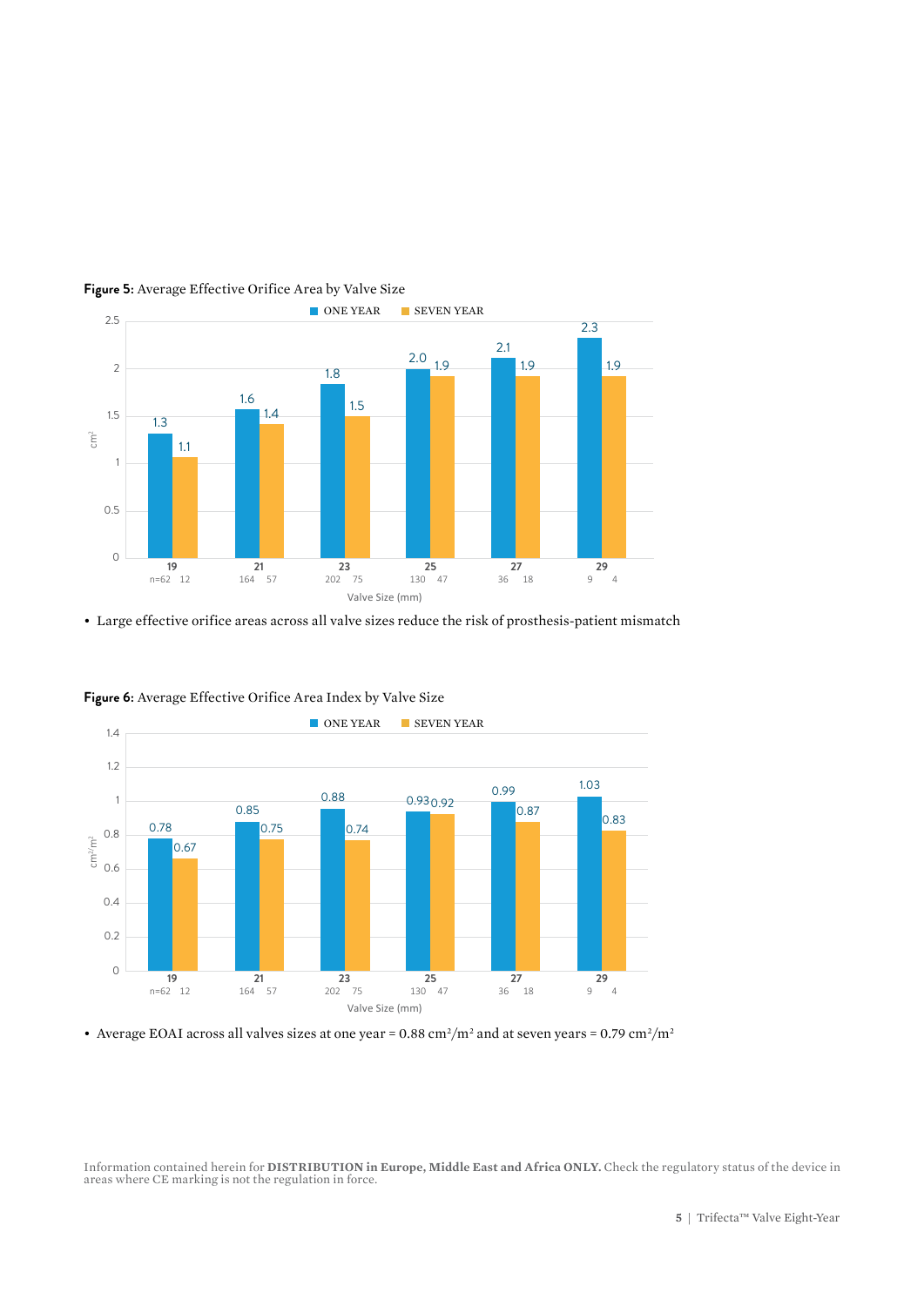**Figure 5:** Average Effective Orifice Area by Valve Size

| Valve Size (mm) | n (One Year) | n (Seven Year) | One Year (cm²) | Seven Year (cm²) |
|---|---|---|---|---|
| 19 | 62 | 12 | 1.3 | 1.1 |
| 21 | 164 | 57 | 1.6 | 1.4 |
| 23 | 202 | 75 | 1.8 | 1.5 |
| 25 | 130 | 47 | 2.0 | 1.9 |
| 27 | 36 | 18 | 2.1 | 1.9 |
| 29 | 9 | 4 | 2.3 | 1.9 |

- Large effective orifice areas across all valve sizes reduce the risk of prosthesis-patient mismatch

**Figure 6:** Average Effective Orifice Area Index by Valve Size

| Valve Size (mm) | n (One Year) | n (Seven Year) | One Year (cm²/m²) | Seven Year (cm²/m²) |
|---|---|---|---|---|
| 19 | 62 | 12 | 0.78 | 0.67 |
| 21 | 164 | 57 | 0.85 | 0.75 |
| 23 | 202 | 75 | 0.88 | 0.74 |
| 25 | 130 | 47 | 0.93 | 0.92 |
| 27 | 36 | 18 | 0.99 | 0.87 |
| 29 | 9 | 4 | 1.03 | 0.83 |

- Average EOAI across all valves sizes at one year = 0.88 $cm^2/m^2$ and at seven years = 0.79 $cm^2/m^2$

Information contained herein for **DISTRIBUTION in Europe, Middle East and Africa ONLY.** Check the regulatory status of the device in areas where CE marking is not the regulation in force.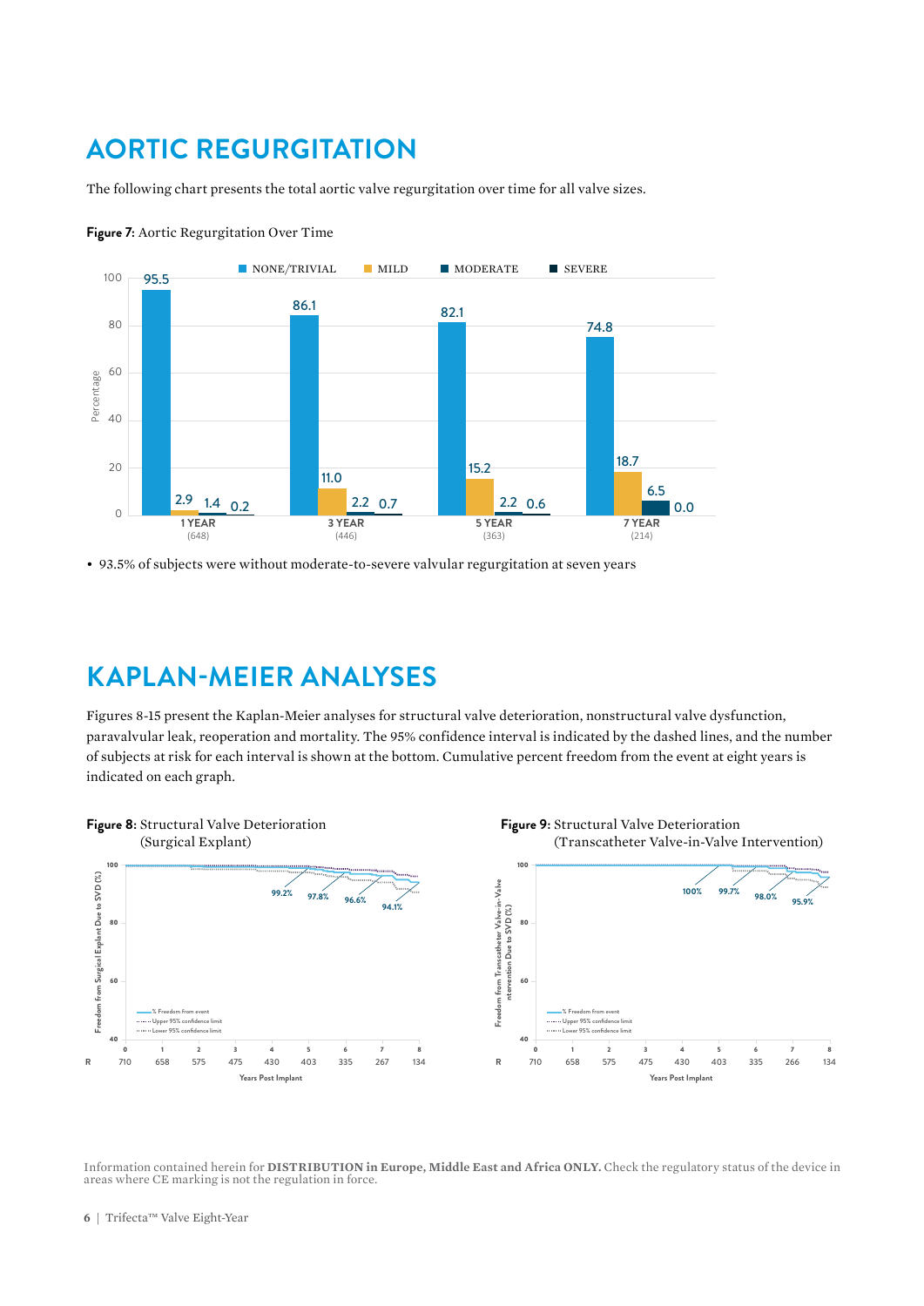# AORTIC REGURGITATION

The following chart presents the total aortic valve regurgitation over time for all valve sizes.

**Figure 7:** Aortic Regurgitation Over Time

| | NONE/TRIVIAL | MILD | MODERATE | SEVERE |
|---|---|---|---|---|
| 1 YEAR (648) | 95.5 | 2.9 | 1.4 | 0.2 |
| 3 YEAR (446) | 86.1 | 11.0 | 2.2 | 0.7 |
| 5 YEAR (363) | 82.1 | 15.2 | 2.2 | 0.6 |
| 7 YEAR (214) | 74.8 | 18.7 | 6.5 | 0.0 |

- 93.5% of subjects were without moderate-to-severe valvular regurgitation at seven years

# KAPLAN-MEIER ANALYSES

Figures 8-15 present the Kaplan-Meier analyses for structural valve deterioration, nonstructural valve dysfunction, paravalvular leak, reoperation and mortality. The 95% confidence interval is indicated by the dashed lines, and the number of subjects at risk for each interval is shown at the bottom. Cumulative percent freedom from the event at eight years is indicated on each graph.

**Figure 8:** Structural Valve Deterioration (Surgical Explant)

Freedom from Surgical Explant Due to SVD (%): 99.2%, 97.8%, 96.6%, 94.1%

| Years Post Implant | 0 | 1 | 2 | 3 | 4 | 5 | 6 | 7 | 8 |
|---|---|---|---|---|---|---|---|---|---|
| R | 710 | 658 | 575 | 475 | 430 | 403 | 335 | 267 | 134 |

**Figure 9:** Structural Valve Deterioration (Transcatheter Valve-in-Valve Intervention)

Freedom from Transcatheter Valve-in-Valve Intervention Due to SVD (%): 100%, 99.7%, 98.0%, 95.9%

| Years Post Implant | 0 | 1 | 2 | 3 | 4 | 5 | 6 | 7 | 8 |
|---|---|---|---|---|---|---|---|---|---|
| R | 710 | 658 | 575 | 475 | 430 | 403 | 335 | 266 | 134 |

Information contained herein for **DISTRIBUTION in Europe, Middle East and Africa ONLY.** Check the regulatory status of the device in areas where CE marking is not the regulation in force.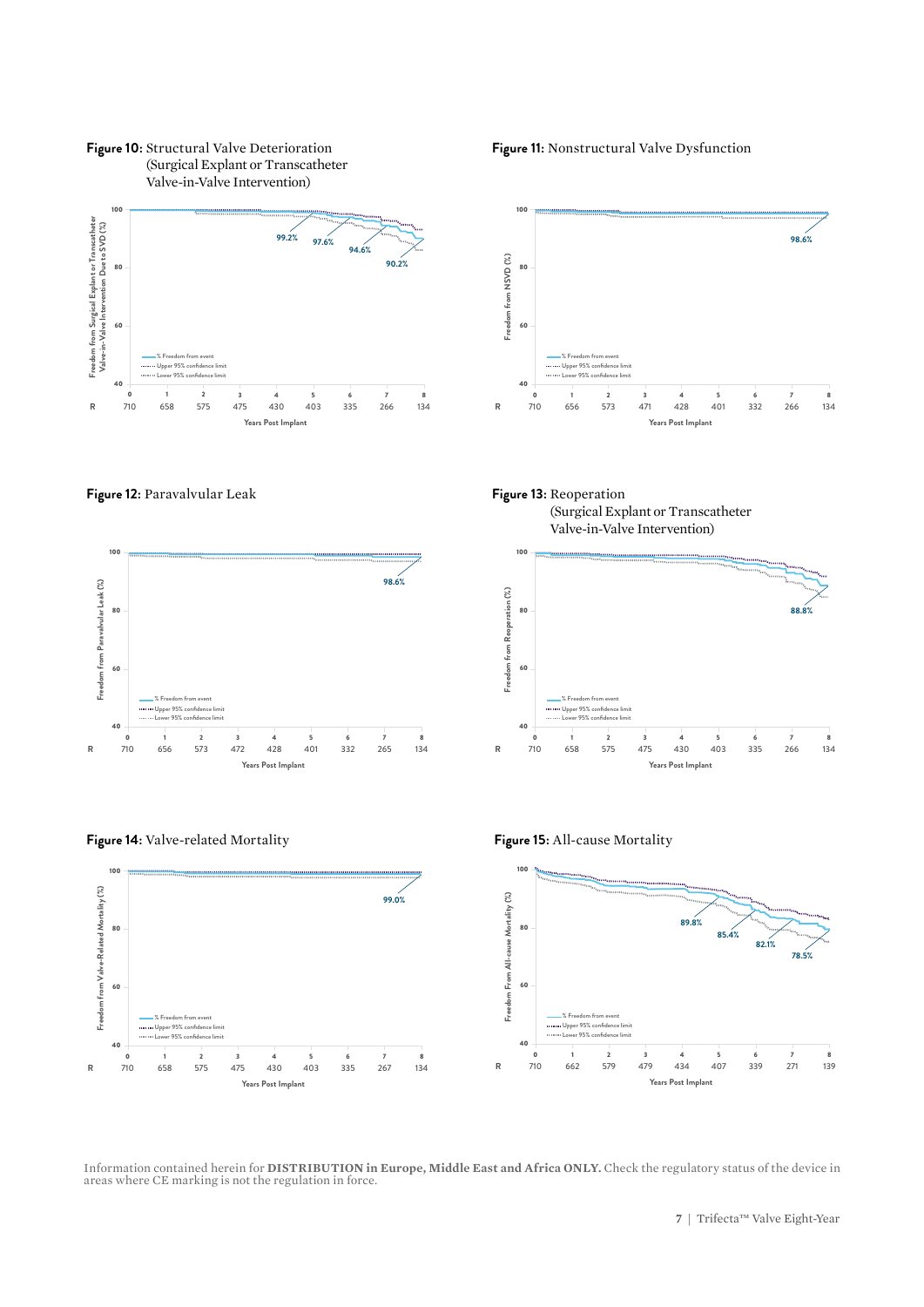**Figure 10:** Structural Valve Deterioration (Surgical Explant or Transcatheter Valve-in-Valve Intervention)

Freedom from Surgical Explant or Transcatheter Valve-in-Valve Intervention Due to SVD (%)

99.2% | 97.6% | 94.6% | 90.2%

— % Freedom from event
······ Upper 95% confidence limit
······ Lower 95% confidence limit

| Years Post Implant | 0 | 1 | 2 | 3 | 4 | 5 | 6 | 7 | 8 |
|---|---|---|---|---|---|---|---|---|---|
| R | 710 | 658 | 575 | 475 | 430 | 403 | 335 | 266 | 134 |

**Figure 11:** Nonstructural Valve Dysfunction

Freedom from NSVD (%)

98.6%

— % Freedom from event
······ Upper 95% confidence limit
······ Lower 95% confidence limit

| Years Post Implant | 0 | 1 | 2 | 3 | 4 | 5 | 6 | 7 | 8 |
|---|---|---|---|---|---|---|---|---|---|
| R | 710 | 656 | 573 | 471 | 428 | 401 | 332 | 266 | 134 |

**Figure 12:** Paravalvular Leak

Freedom from Paravalvular Leak (%)

98.6%

— % Freedom from event
······ Upper 95% confidence limit
······ Lower 95% confidence limit

| Years Post Implant | 0 | 1 | 2 | 3 | 4 | 5 | 6 | 7 | 8 |
|---|---|---|---|---|---|---|---|---|---|
| R | 710 | 656 | 573 | 472 | 428 | 401 | 332 | 265 | 134 |

**Figure 13:** Reoperation (Surgical Explant or Transcatheter Valve-in-Valve Intervention)

Freedom from Reoperation (%)

88.8%

— % Freedom from event
······ Upper 95% confidence limit
······ Lower 95% confidence limit

| Years Post Implant | 0 | 1 | 2 | 3 | 4 | 5 | 6 | 7 | 8 |
|---|---|---|---|---|---|---|---|---|---|
| R | 710 | 658 | 575 | 475 | 430 | 403 | 335 | 266 | 134 |

**Figure 14:** Valve-related Mortality

Freedom from Valve-Related Mortality (%)

99.0%

— % Freedom from event
······ Upper 95% confidence limit
······ Lower 95% confidence limit

| Years Post Implant | 0 | 1 | 2 | 3 | 4 | 5 | 6 | 7 | 8 |
|---|---|---|---|---|---|---|---|---|---|
| R | 710 | 658 | 575 | 475 | 430 | 403 | 335 | 267 | 134 |

**Figure 15:** All-cause Mortality

Freedom From All-cause Mortality (%)

89.8% | 85.4% | 82.1% | 78.5%

— % Freedom from event
······ Upper 95% confidence limit
······ Lower 95% confidence limit

| Years Post Implant | 0 | 1 | 2 | 3 | 4 | 5 | 6 | 7 | 8 |
|---|---|---|---|---|---|---|---|---|---|
| R | 710 | 662 | 579 | 479 | 434 | 407 | 339 | 271 | 139 |

Information contained herein for **DISTRIBUTION in Europe, Middle East and Africa ONLY.** Check the regulatory status of the device in areas where CE marking is not the regulation in force.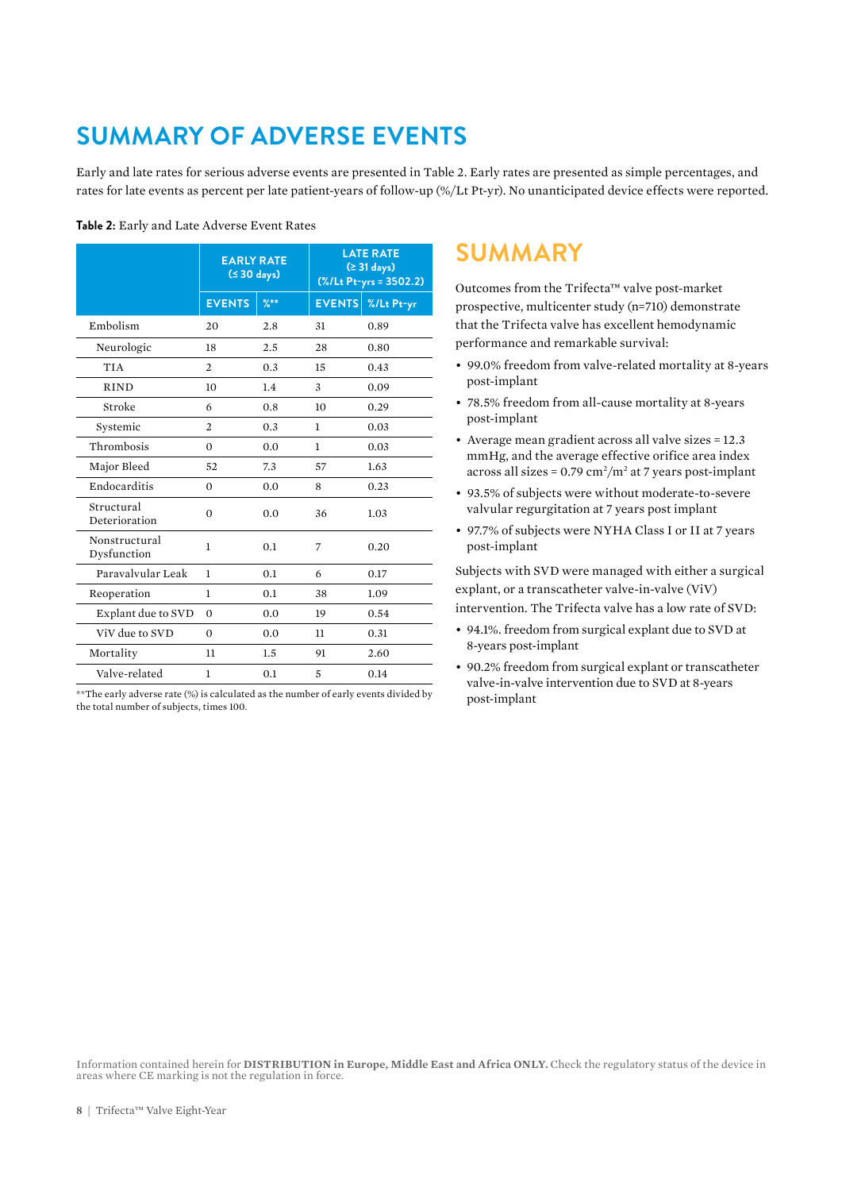# SUMMARY OF ADVERSE EVENTS

Early and late rates for serious adverse events are presented in Table 2. Early rates are presented as simple percentages, and rates for late events as percent per late patient-years of follow-up (%/Lt Pt-yr). No unanticipated device effects were reported.

**Table 2:** Early and Late Adverse Event Rates

| | EARLY RATE (≤ 30 days) | | LATE RATE (≥ 31 days) (%/Lt Pt-yrs = 3502.2) | |
|---|---|---|---|---|
| | EVENTS | %** | EVENTS | %/Lt Pt-yr |
| Embolism | 20 | 2.8 | 31 | 0.89 |
| Neurologic | 18 | 2.5 | 28 | 0.80 |
| TIA | 2 | 0.3 | 15 | 0.43 |
| RIND | 10 | 1.4 | 3 | 0.09 |
| Stroke | 6 | 0.8 | 10 | 0.29 |
| Systemic | 2 | 0.3 | 1 | 0.03 |
| Thrombosis | 0 | 0.0 | 1 | 0.03 |
| Major Bleed | 52 | 7.3 | 57 | 1.63 |
| Endocarditis | 0 | 0.0 | 8 | 0.23 |
| Structural Deterioration | 0 | 0.0 | 36 | 1.03 |
| Nonstructural Dysfunction | 1 | 0.1 | 7 | 0.20 |
| Paravalvular Leak | 1 | 0.1 | 6 | 0.17 |
| Reoperation | 1 | 0.1 | 38 | 1.09 |
| Explant due to SVD | 0 | 0.0 | 19 | 0.54 |
| ViV due to SVD | 0 | 0.0 | 11 | 0.31 |
| Mortality | 11 | 1.5 | 91 | 2.60 |
| Valve-related | 1 | 0.1 | 5 | 0.14 |

**The early adverse rate (%) is calculated as the number of early events divided by the total number of subjects, times 100.

# SUMMARY

Outcomes from the Trifecta™ valve post-market prospective, multicenter study (n=710) demonstrate that the Trifecta valve has excellent hemodynamic performance and remarkable survival:

- 99.0% freedom from valve-related mortality at 8-years post-implant
- 78.5% freedom from all-cause mortality at 8-years post-implant
- Average mean gradient across all valve sizes = 12.3 mmHg, and the average effective orifice area index across all sizes = 0.79 $cm^2/m^2$ at 7 years post-implant
- 93.5% of subjects were without moderate-to-severe valvular regurgitation at 7 years post implant
- 97.7% of subjects were NYHA Class I or II at 7 years post-implant

Subjects with SVD were managed with either a surgical explant, or a transcatheter valve-in-valve (ViV) intervention. The Trifecta valve has a low rate of SVD:

- 94.1%. freedom from surgical explant due to SVD at 8-years post-implant
- 90.2% freedom from surgical explant or transcatheter valve-in-valve intervention due to SVD at 8-years post-implant

Information contained herein for **DISTRIBUTION in Europe, Middle East and Africa ONLY.** Check the regulatory status of the device in areas where CE marking is not the regulation in force.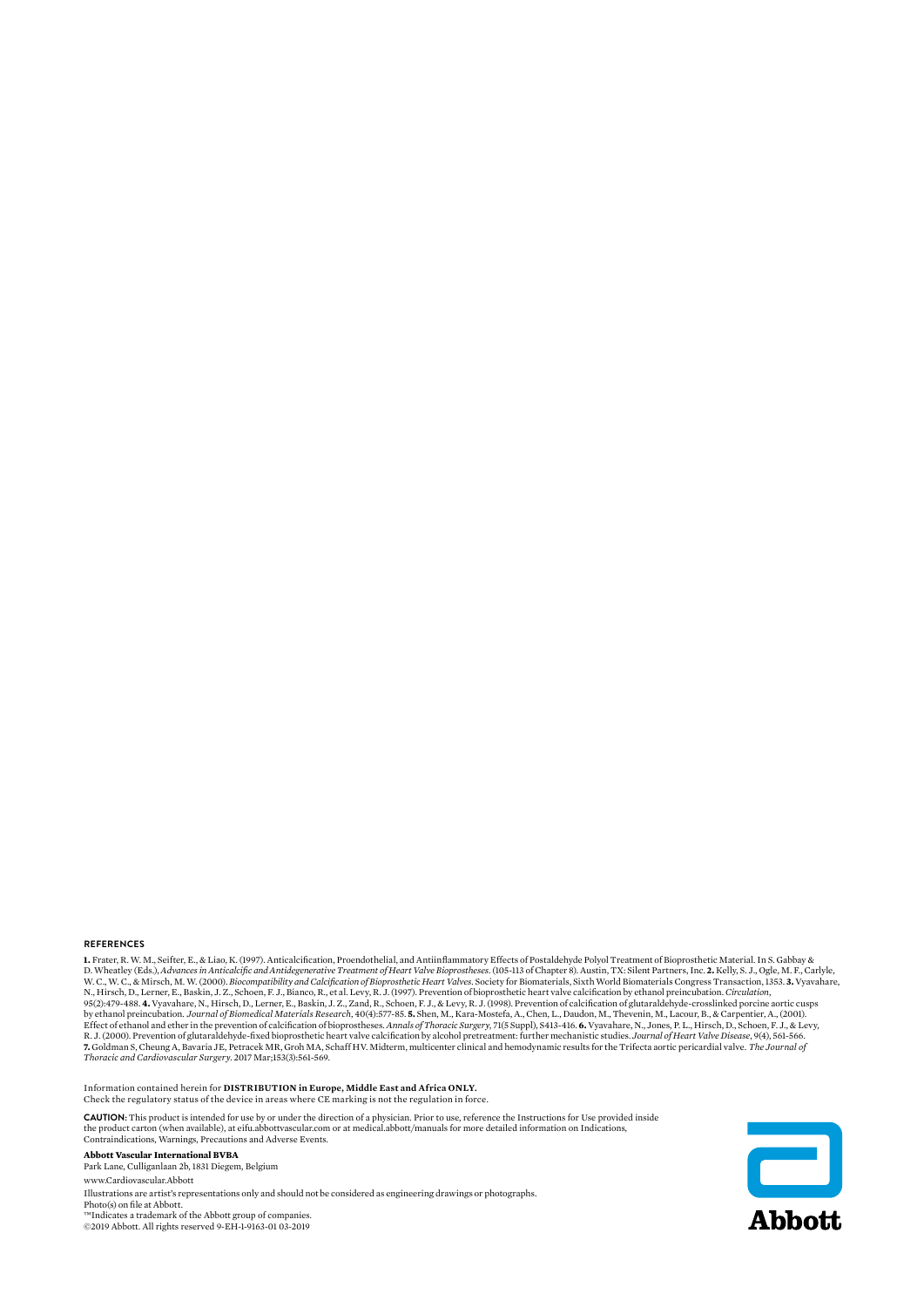## REFERENCES

**1.** Frater, R. W. M., Seifter, E., & Liao, K. (1997). Anticalcification, Proendothelial, and Antiinflammatory Effects of Postaldehyde Polyol Treatment of Bioprosthetic Material. In S. Gabbay & D. Wheatley (Eds.), *Advances in Anticalcific and Antidegenerative Treatment of Heart Valve Bioprostheses*. (105-113 of Chapter 8). Austin, TX: Silent Partners, Inc. **2.** Kelly, S. J., Ogle, M. F., Carlyle, W. C., W. C., & Mirsch, M. W. (2000). *Biocompatibility and Calcification of Bioprosthetic Heart Valves*. Society for Biomaterials, Sixth World Biomaterials Congress Transaction, 1353. **3.** Vyavahare, N., Hirsch, D., Lerner, E., Baskin, J. Z., Schoen, F. J., Bianco, R., et al. Levy, R. J. (1997). Prevention of bioprosthetic heart valve calcification by ethanol preincubation. *Circulation*, 95(2):479-488. **4.** Vyavahare, N., Hirsch, D., Lerner, E., Baskin, J. Z., Zand, R., Schoen, F. J., & Levy, R. J. (1998). Prevention of calcification of glutaraldehyde-crosslinked porcine aortic cusps by ethanol preincubation. *Journal of Biomedical Materials Research*, 40(4):577-85. **5.** Shen, M., Kara-Mostefa, A., Chen, L., Daudon, M., Thevenin, M., Lacour, B., & Carpentier, A., (2001). Effect of ethanol and ether in the prevention of calcification of bioprostheses. *Annals of Thoracic Surgery*, 71(5 Suppl), S413-416. **6.** Vyavahare, N., Jones, P. L., Hirsch, D., Schoen, F. J., & Levy, R. J. (2000). Prevention of glutaraldehyde-fixed bioprosthetic heart valve calcification by alcohol pretreatment: further mechanistic studies. *Journal of Heart Valve Disease*, 9(4), 561-566. **7.** Goldman S, Cheung A, Bavaria JE, Petracek MR, Groh MA, Schaff HV. Midterm, multicenter clinical and hemodynamic results for the Trifecta aortic pericardial valve. *The Journal of Thoracic and Cardiovascular Surgery*. 2017 Mar;153(3):561-569.

Information contained herein for **DISTRIBUTION in Europe, Middle East and Africa ONLY.**
Check the regulatory status of the device in areas where CE marking is not the regulation in force.

**CAUTION:** This product is intended for use by or under the direction of a physician. Prior to use, reference the Instructions for Use provided inside the product carton (when available), at eifu.abbottvascular.com or at medical.abbott/manuals for more detailed information on Indications, Contraindications, Warnings, Precautions and Adverse Events.

**Abbott Vascular International BVBA**
Park Lane, Culliganlaan 2b, 1831 Diegem, Belgium

www.Cardiovascular.Abbott

Illustrations are artist's representations only and should not be considered as engineering drawings or photographs.
Photo(s) on file at Abbott.
™Indicates a trademark of the Abbott group of companies.
©2019 Abbott. All rights reserved 9-EH-1-9163-01 03-2019

Abbott